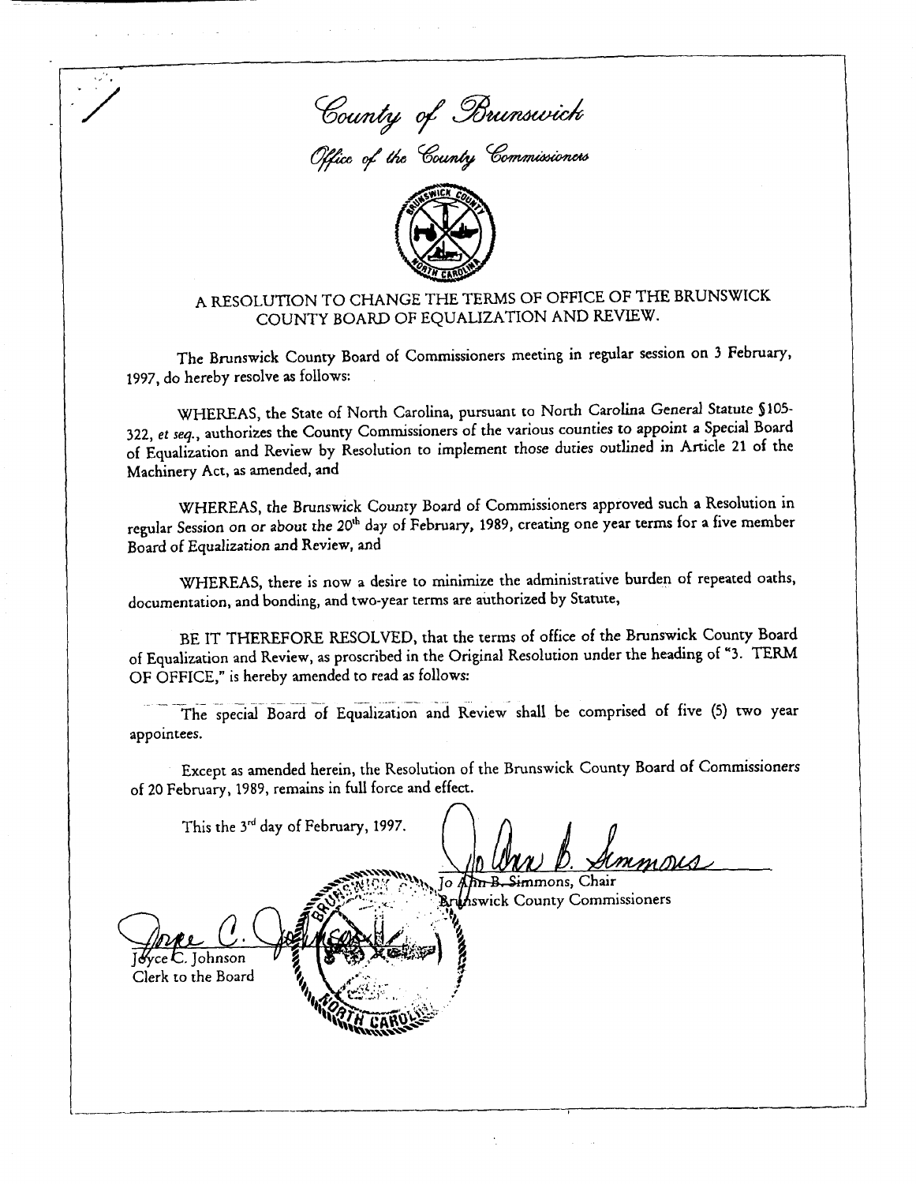*County of Brunswick*

*Office of the County Commissioners*

## A RESOLUTION TO CHANGE THE TERMS OF OFFICE OF THE BRUNSWICK COUNTY BOARD OF EQUALIZATION AND REVIEW.

The Brunswick County Board of Commissioners meeting in regular session on 3 February, 1997, do hereby resolve as follows:

WHEREAS, the State of North Carolina, pursuant to North Carolina General Statute §105-322, *et seq.*, authorizes the County Commissioners of the various counties to appoint a Special Board of Equalization and Review by Resolution to implement those duties outlined in Article 21 of the Machinery Act, as amended, and

WHEREAS, the Brunswick County Board of Commissioners approved such a Resolution in regular Session on or about the 20th day of February, 1989, creating one year terms for a five member Board of Equalization and Review, and

WHEREAS, there is now a desire to minimize the administrative burden of repeated oaths, documentation, and bonding, and two-year terms are authorized by Statute,

BE IT THEREFORE RESOLVED, that the terms of office of the Brunswick County Board of Equalization and Review, as proscribed in the Original Resolution under the heading of "3. TERM OF OFFICE," is hereby amended to read as follows:

The special Board of Equalization and Review shall be comprised of five (5) two year appointees.

Except as amended herein, the Resolution of the Brunswick County Board of Commissioners of 20 February, 1989, remains in full force and effect.

This the 3rd day of February, 1997.

Jo Ann B. Simmons, Chair
Brunswick County Commissioners

Joyce C. Johnson
Clerk to the Board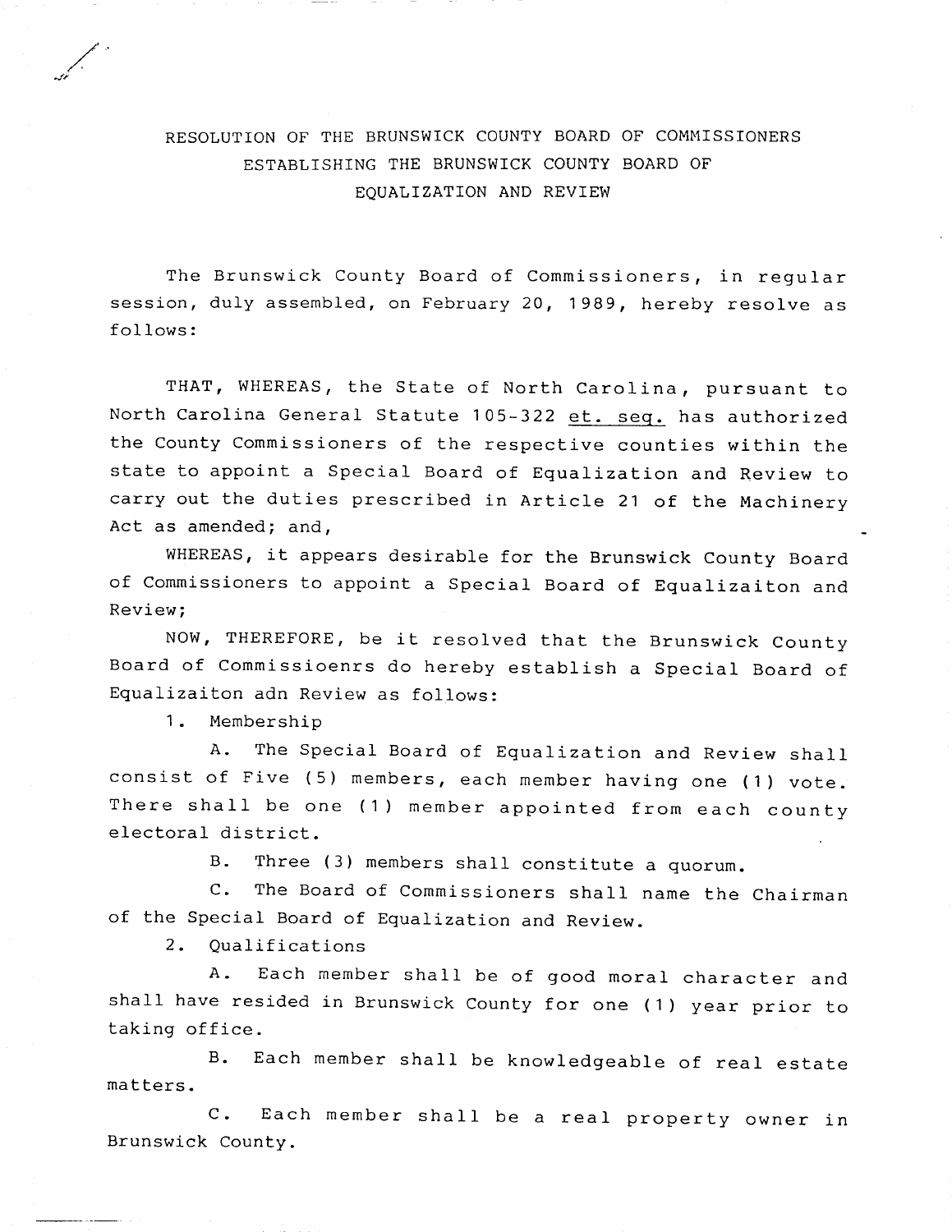RESOLUTION OF THE BRUNSWICK COUNTY BOARD OF COMMISSIONERS ESTABLISHING THE BRUNSWICK COUNTY BOARD OF EQUALIZATION AND REVIEW

The Brunswick County Board of Commissioners, in regular session, duly assembled, on February 20, 1989, hereby resolve as follows:

THAT, WHEREAS, the State of North Carolina, pursuant to North Carolina General Statute 105-322 et. seq. has authorized the County Commissioners of the respective counties within the state to appoint a Special Board of Equalization and Review to carry out the duties prescribed in Article 21 of the Machinery Act as amended; and,

WHEREAS, it appears desirable for the Brunswick County Board of Commissioners to appoint a Special Board of Equalizaiton and Review;

NOW, THEREFORE, be it resolved that the Brunswick County Board of Commissioenrs do hereby establish a Special Board of Equalizaiton adn Review as follows:

1. Membership

   A. The Special Board of Equalization and Review shall consist of Five (5) members, each member having one (1) vote. There shall be one (1) member appointed from each county electoral district.

   B. Three (3) members shall constitute a quorum.

   C. The Board of Commissioners shall name the Chairman of the Special Board of Equalization and Review.

2. Qualifications

   A. Each member shall be of good moral character and shall have resided in Brunswick County for one (1) year prior to taking office.

   B. Each member shall be knowledgeable of real estate matters.

   C. Each member shall be a real property owner in Brunswick County.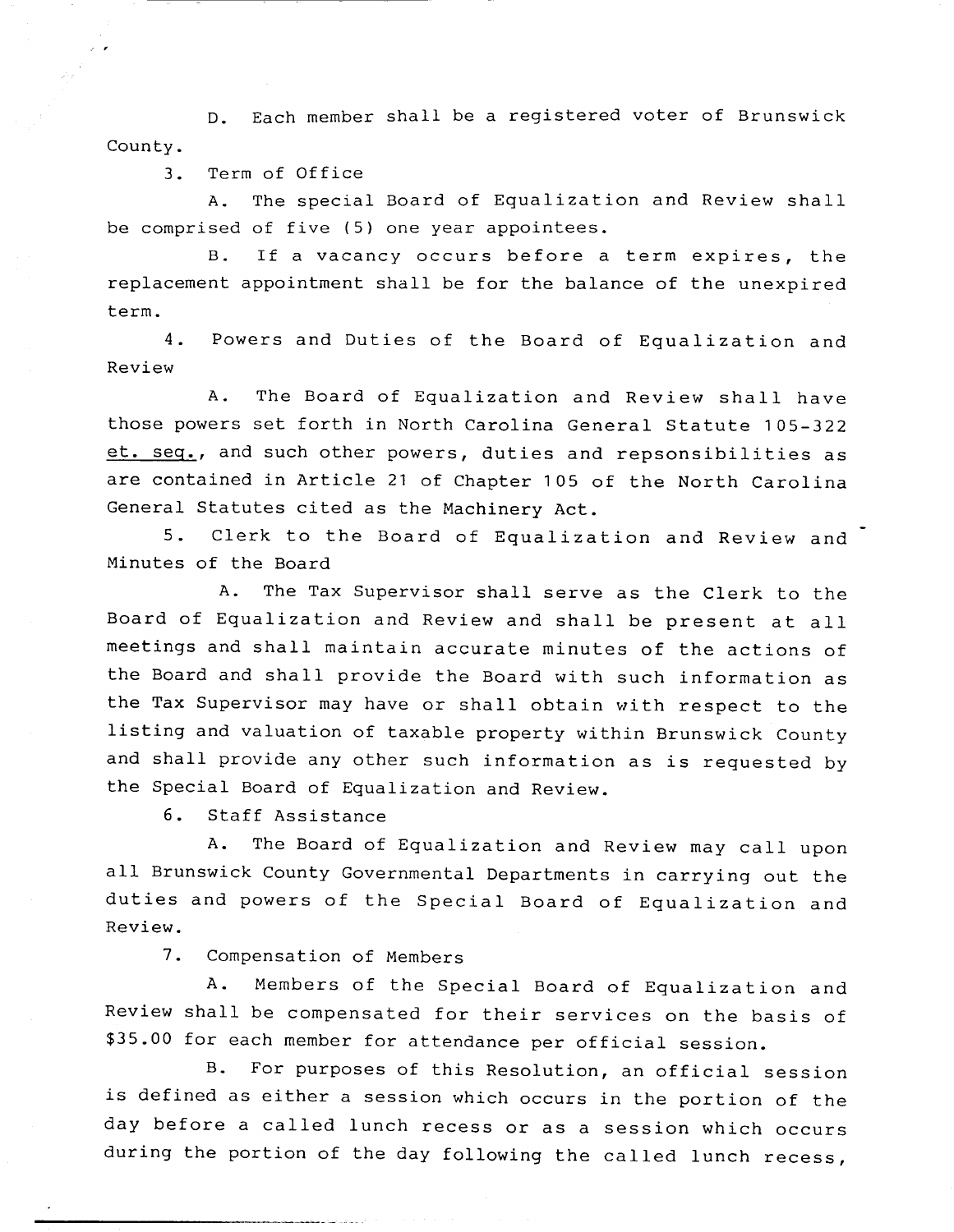D. Each member shall be a registered voter of Brunswick County.

3. Term of Office

A. The special Board of Equalization and Review shall be comprised of five (5) one year appointees.

B. If a vacancy occurs before a term expires, the replacement appointment shall be for the balance of the unexpired term.

4. Powers and Duties of the Board of Equalization and Review

A. The Board of Equalization and Review shall have those powers set forth in North Carolina General Statute 105-322 et. seq., and such other powers, duties and repsonsibilities as are contained in Article 21 of Chapter 105 of the North Carolina General Statutes cited as the Machinery Act.

5. Clerk to the Board of Equalization and Review and Minutes of the Board

A. The Tax Supervisor shall serve as the Clerk to the Board of Equalization and Review and shall be present at all meetings and shall maintain accurate minutes of the actions of the Board and shall provide the Board with such information as the Tax Supervisor may have or shall obtain with respect to the listing and valuation of taxable property within Brunswick County and shall provide any other such information as is requested by the Special Board of Equalization and Review.

6. Staff Assistance

A. The Board of Equalization and Review may call upon all Brunswick County Governmental Departments in carrying out the duties and powers of the Special Board of Equalization and Review.

7. Compensation of Members

A. Members of the Special Board of Equalization and Review shall be compensated for their services on the basis of $35.00 for each member for attendance per official session.

B. For purposes of this Resolution, an official session is defined as either a session which occurs in the portion of the day before a called lunch recess or as a session which occurs during the portion of the day following the called lunch recess,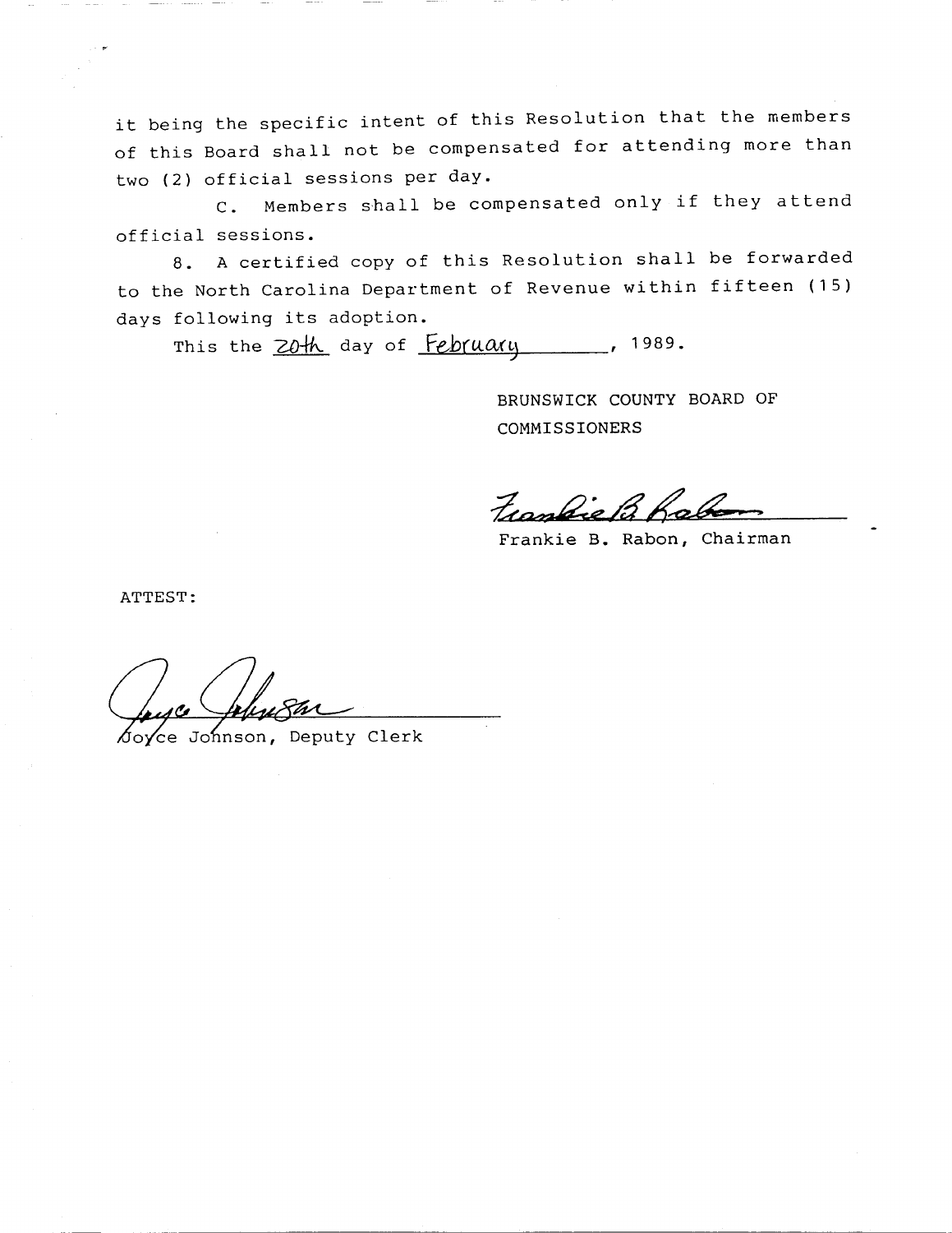it being the specific intent of this Resolution that the members of this Board shall not be compensated for attending more than two (2) official sessions per day.

C. Members shall be compensated only if they attend official sessions.

8. A certified copy of this Resolution shall be forwarded to the North Carolina Department of Revenue within fifteen (15) days following its adoption.

This the 20th day of February, 1989.

BRUNSWICK COUNTY BOARD OF COMMISSIONERS

Frankie B. Rabon

Frankie B. Rabon, Chairman

ATTEST:

Joyce Johnson

Joyce Johnson, Deputy Clerk